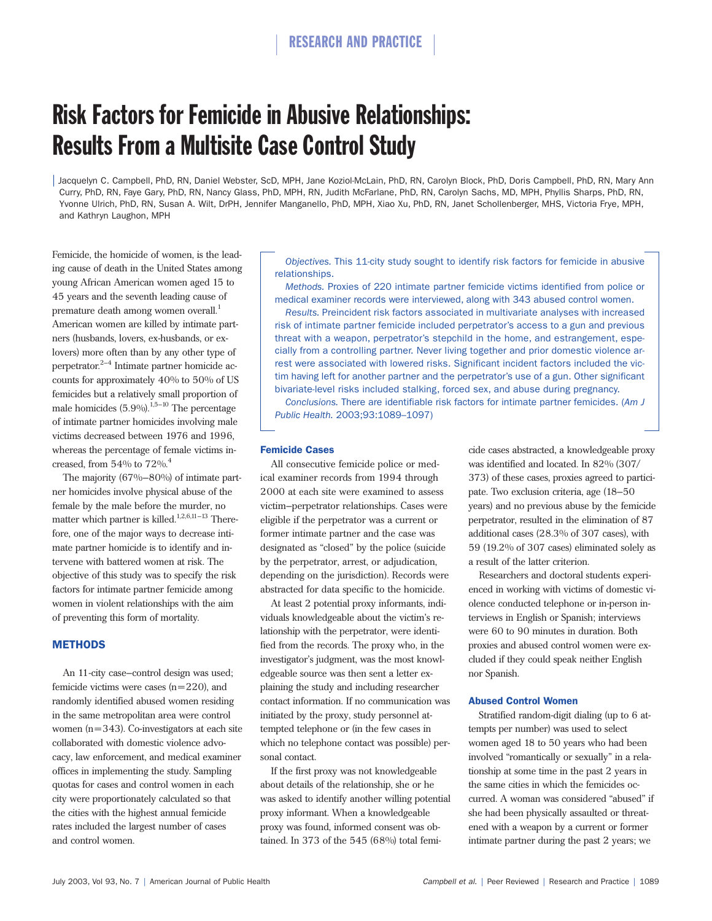# Risk Factors for Femicide in Abusive Relationships: Results From a Multisite Case Control Study

Jacquelyn C. Campbell, PhD, RN, Daniel Webster, ScD, MPH, Jane Koziol-McLain, PhD, RN, Carolyn Block, PhD, Doris Campbell, PhD, RN, Mary Ann Curry, PhD, RN, Faye Gary, PhD, RN, Nancy Glass, PhD, MPH, RN, Judith McFarlane, PhD, RN, Carolyn Sachs, MD, MPH, Phyllis Sharps, PhD, RN, Yvonne Ulrich, PhD, RN, Susan A. Wilt, DrPH, Jennifer Manganello, PhD, MPH, Xiao Xu, PhD, RN, Janet Schollenberger, MHS, Victoria Frye, MPH, and Kathryn Laughon, MPH

*Objectives.* This 11-city study sought to identify risk factors for femicide in abusive relationships.

*Methods.* Proxies of 220 intimate partner femicide victims identified from police or medical examiner records were interviewed, along with 343 abused control women.

*Results.* Preincident risk factors associated in multivariate analyses with increased risk of intimate partner femicide included perpetrator's access to a gun and previous threat with a weapon, perpetrator's stepchild in the home, and estrangement, especially from a controlling partner. Never living together and prior domestic violence arrest were associated with lowered risks. Significant incident factors included the victim having left for another partner and the perpetrator's use of a gun. Other significant bivariate-level risks included stalking, forced sex, and abuse during pregnancy.

*Conclusions.* There are identifiable risk factors for intimate partner femicides. (*Am J Public Health.* 2003;93:1089–1097)

Femicide, the homicide of women, is the leading cause of death in the United States among young African American women aged 15 to 45 years and the seventh leading cause of premature death among women overall.[1] American women are killed by intimate partners (husbands, lovers, ex-husbands, or ex-lovers) more often than by any other type of perpetrator.[2–4] Intimate partner homicide accounts for approximately 40% to 50% of US femicides but a relatively small proportion of male homicides (5.9%).[1,5–10] The percentage of intimate partner homicides involving male victims decreased between 1976 and 1996, whereas the percentage of female victims increased, from 54% to 72%.[4]

The majority (67%–80%) of intimate partner homicides involve physical abuse of the female by the male before the murder, no matter which partner is killed.[1,2,6,11–13] Therefore, one of the major ways to decrease intimate partner homicide is to identify and intervene with battered women at risk. The objective of this study was to specify the risk factors for intimate partner femicide among women in violent relationships with the aim of preventing this form of mortality.

## METHODS

An 11-city case–control design was used; femicide victims were cases (n=220), and randomly identified abused women residing in the same metropolitan area were control women (n=343). Co-investigators at each site collaborated with domestic violence advocacy, law enforcement, and medical examiner offices in implementing the study. Sampling quotas for cases and control women in each city were proportionately calculated so that the cities with the highest annual femicide rates included the largest number of cases and control women.

### Femicide Cases

All consecutive femicide police or medical examiner records from 1994 through 2000 at each site were examined to assess victim–perpetrator relationships. Cases were eligible if the perpetrator was a current or former intimate partner and the case was designated as "closed" by the police (suicide by the perpetrator, arrest, or adjudication, depending on the jurisdiction). Records were abstracted for data specific to the homicide.

At least 2 potential proxy informants, individuals knowledgeable about the victim's relationship with the perpetrator, were identified from the records. The proxy who, in the investigator's judgment, was the most knowledgeable source was then sent a letter explaining the study and including researcher contact information. If no communication was initiated by the proxy, study personnel attempted telephone or (in the few cases in which no telephone contact was possible) personal contact.

If the first proxy was not knowledgeable about details of the relationship, she or he was asked to identify another willing potential proxy informant. When a knowledgeable proxy was found, informed consent was obtained. In 373 of the 545 (68%) total femicide cases abstracted, a knowledgeable proxy was identified and located. In 82% (307/373) of these cases, proxies agreed to participate. Two exclusion criteria, age (18–50 years) and no previous abuse by the femicide perpetrator, resulted in the elimination of 87 additional cases (28.3% of 307 cases), with 59 (19.2% of 307 cases) eliminated solely as a result of the latter criterion.

Researchers and doctoral students experienced in working with victims of domestic violence conducted telephone or in-person interviews in English or Spanish; interviews were 60 to 90 minutes in duration. Both proxies and abused control women were excluded if they could speak neither English nor Spanish.

### Abused Control Women

Stratified random-digit dialing (up to 6 attempts per number) was used to select women aged 18 to 50 years who had been involved "romantically or sexually" in a relationship at some time in the past 2 years in the same cities in which the femicides occurred. A woman was considered "abused" if she had been physically assaulted or threatened with a weapon by a current or former intimate partner during the past 2 years; we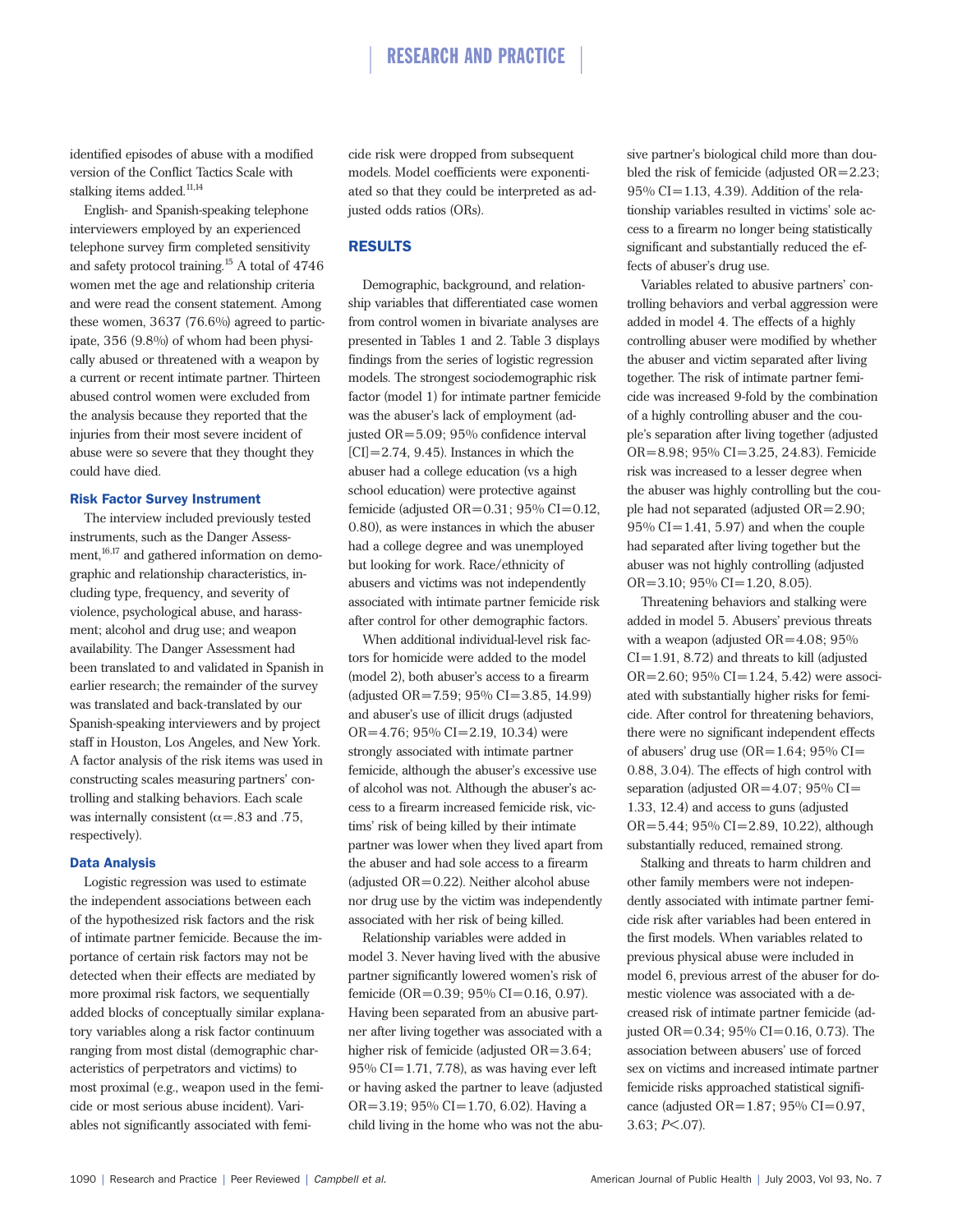identified episodes of abuse with a modified version of the Conflict Tactics Scale with stalking items added.[11,14]

English- and Spanish-speaking telephone interviewers employed by an experienced telephone survey firm completed sensitivity and safety protocol training.[15] A total of 4746 women met the age and relationship criteria and were read the consent statement. Among these women, 3637 (76.6%) agreed to participate, 356 (9.8%) of whom had been physically abused or threatened with a weapon by a current or recent intimate partner. Thirteen abused control women were excluded from the analysis because they reported that the injuries from their most severe incident of abuse were so severe that they thought they could have died.

### Risk Factor Survey Instrument

The interview included previously tested instruments, such as the Danger Assessment,[16,17] and gathered information on demographic and relationship characteristics, including type, frequency, and severity of violence, psychological abuse, and harassment; alcohol and drug use; and weapon availability. The Danger Assessment had been translated to and validated in Spanish in earlier research; the remainder of the survey was translated and back-translated by our Spanish-speaking interviewers and by project staff in Houston, Los Angeles, and New York. A factor analysis of the risk items was used in constructing scales measuring partners' controlling and stalking behaviors. Each scale was internally consistent ($\alpha$=.83 and .75, respectively).

### Data Analysis

Logistic regression was used to estimate the independent associations between each of the hypothesized risk factors and the risk of intimate partner femicide. Because the importance of certain risk factors may not be detected when their effects are mediated by more proximal risk factors, we sequentially added blocks of conceptually similar explanatory variables along a risk factor continuum ranging from most distal (demographic characteristics of perpetrators and victims) to most proximal (e.g., weapon used in the femicide or most serious abuse incident). Variables not significantly associated with femicide risk were dropped from subsequent models. Model coefficients were exponentiated so that they could be interpreted as adjusted odds ratios (ORs).

## RESULTS

Demographic, background, and relationship variables that differentiated case women from control women in bivariate analyses are presented in Tables 1 and 2. Table 3 displays findings from the series of logistic regression models. The strongest sociodemographic risk factor (model 1) for intimate partner femicide was the abuser's lack of employment (adjusted OR=5.09; 95% confidence interval [CI]=2.74, 9.45). Instances in which the abuser had a college education (vs a high school education) were protective against femicide (adjusted OR=0.31; 95% CI=0.12, 0.80), as were instances in which the abuser had a college degree and was unemployed but looking for work. Race/ethnicity of abusers and victims was not independently associated with intimate partner femicide risk after control for other demographic factors.

When additional individual-level risk factors for homicide were added to the model (model 2), both abuser's access to a firearm (adjusted OR=7.59; 95% CI=3.85, 14.99) and abuser's use of illicit drugs (adjusted OR=4.76; 95% CI=2.19, 10.34) were strongly associated with intimate partner femicide, although the abuser's excessive use of alcohol was not. Although the abuser's access to a firearm increased femicide risk, victims' risk of being killed by their intimate partner was lower when they lived apart from the abuser and had sole access to a firearm (adjusted OR=0.22). Neither alcohol abuse nor drug use by the victim was independently associated with her risk of being killed.

Relationship variables were added in model 3. Never having lived with the abusive partner significantly lowered women's risk of femicide (OR=0.39; 95% CI=0.16, 0.97). Having been separated from an abusive partner after living together was associated with a higher risk of femicide (adjusted OR=3.64; 95% CI=1.71, 7.78), as was having ever left or having asked the partner to leave (adjusted OR=3.19; 95% CI=1.70, 6.02). Having a child living in the home who was not the abusive partner's biological child more than doubled the risk of femicide (adjusted OR=2.23; 95% CI=1.13, 4.39). Addition of the relationship variables resulted in victims' sole access to a firearm no longer being statistically significant and substantially reduced the effects of abuser's drug use.

Variables related to abusive partners' controlling behaviors and verbal aggression were added in model 4. The effects of a highly controlling abuser were modified by whether the abuser and victim separated after living together. The risk of intimate partner femicide was increased 9-fold by the combination of a highly controlling abuser and the couple's separation after living together (adjusted OR=8.98; 95% CI=3.25, 24.83). Femicide risk was increased to a lesser degree when the abuser was highly controlling but the couple had not separated (adjusted OR=2.90; 95% CI=1.41, 5.97) and when the couple had separated after living together but the abuser was not highly controlling (adjusted OR=3.10; 95% CI=1.20, 8.05).

Threatening behaviors and stalking were added in model 5. Abusers' previous threats with a weapon (adjusted OR=4.08; 95% CI=1.91, 8.72) and threats to kill (adjusted OR=2.60; 95% CI=1.24, 5.42) were associated with substantially higher risks for femicide. After control for threatening behaviors, there were no significant independent effects of abusers' drug use (OR=1.64; 95% CI=0.88, 3.04). The effects of high control with separation (adjusted OR=4.07; 95% CI=1.33, 12.4) and access to guns (adjusted OR=5.44; 95% CI=2.89, 10.22), although substantially reduced, remained strong.

Stalking and threats to harm children and other family members were not independently associated with intimate partner femicide risk after variables had been entered in the first models. When variables related to previous physical abuse were included in model 6, previous arrest of the abuser for domestic violence was associated with a decreased risk of intimate partner femicide (adjusted OR=0.34; 95% CI=0.16, 0.73). The association between abusers' use of forced sex on victims and increased intimate partner femicide risks approached statistical significance (adjusted OR=1.87; 95% CI=0.97, 3.63; $P$<.07).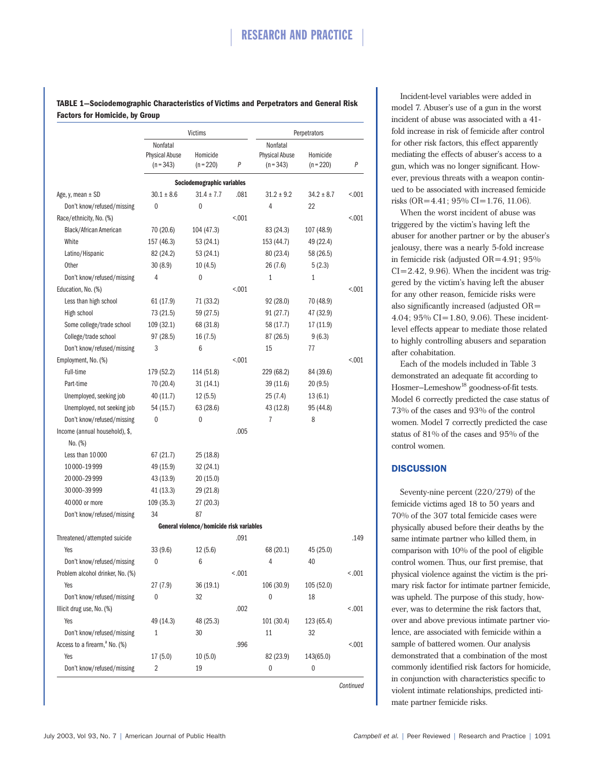**TABLE 1—Sociodemographic Characteristics of Victims and Perpetrators and General Risk Factors for Homicide, by Group**

| | Victims | | | Perpetrators | | |
|---|---|---|---|---|---|---|
| | Nonfatal Physical Abuse (n = 343) | Homicide (n = 220) | P | Nonfatal Physical Abuse (n = 343) | Homicide (n = 220) | P |
| **Sociodemographic variables** | | | | | | |
| Age, y, mean ± SD | 30.1 ± 8.6 | 31.4 ± 7.7 | .081 | 31.2 ± 9.2 | 34.2 ± 8.7 | <.001 |
| Don't know/refused/missing | 0 | 0 | | 4 | 22 | |
| Race/ethnicity, No. (%) | | | <.001 | | | <.001 |
| Black/African American | 70 (20.6) | 104 (47.3) | | 83 (24.3) | 107 (48.9) | |
| White | 157 (46.3) | 53 (24.1) | | 153 (44.7) | 49 (22.4) | |
| Latino/Hispanic | 82 (24.2) | 53 (24.1) | | 80 (23.4) | 58 (26.5) | |
| Other | 30 (8.9) | 10 (4.5) | | 26 (7.6) | 5 (2.3) | |
| Don't know/refused/missing | 4 | 0 | | 1 | 1 | |
| Education, No. (%) | | | <.001 | | | <.001 |
| Less than high school | 61 (17.9) | 71 (33.2) | | 92 (28.0) | 70 (48.9) | |
| High school | 73 (21.5) | 59 (27.5) | | 91 (27.7) | 47 (32.9) | |
| Some college/trade school | 109 (32.1) | 68 (31.8) | | 58 (17.7) | 17 (11.9) | |
| College/trade school | 97 (28.5) | 16 (7.5) | | 87 (26.5) | 9 (6.3) | |
| Don't know/refused/missing | 3 | 6 | | 15 | 77 | |
| Employment, No. (%) | | | <.001 | | | <.001 |
| Full-time | 179 (52.2) | 114 (51.8) | | 229 (68.2) | 84 (39.6) | |
| Part-time | 70 (20.4) | 31 (14.1) | | 39 (11.6) | 20 (9.5) | |
| Unemployed, seeking job | 40 (11.7) | 12 (5.5) | | 25 (7.4) | 13 (6.1) | |
| Unemployed, not seeking job | 54 (15.7) | 63 (28.6) | | 43 (12.8) | 95 (44.8) | |
| Don't know/refused/missing | 0 | 0 | | 7 | 8 | |
| Income (annual household), $, No. (%) | | | .005 | | | |
| Less than 10 000 | 67 (21.7) | 25 (18.8) | | | | |
| 10 000–19 999 | 49 (15.9) | 32 (24.1) | | | | |
| 20 000–29 999 | 43 (13.9) | 20 (15.0) | | | | |
| 30 000–39 999 | 41 (13.3) | 29 (21.8) | | | | |
| 40 000 or more | 109 (35.3) | 27 (20.3) | | | | |
| Don't know/refused/missing | 34 | 87 | | | | |
| **General violence/homicide risk variables** | | | | | | |
| Threatened/attempted suicide | | | .091 | | | .149 |
| Yes | 33 (9.6) | 12 (5.6) | | 68 (20.1) | 45 (25.0) | |
| Don't know/refused/missing | 0 | 6 | | 4 | 40 | |
| Problem alcohol drinker, No. (%) | | | <.001 | | | <.001 |
| Yes | 27 (7.9) | 36 (19.1) | | 106 (30.9) | 105 (52.0) | |
| Don't know/refused/missing | 0 | 32 | | 0 | 18 | |
| Illicit drug use, No. (%) | | | .002 | | | <.001 |
| Yes | 49 (14.3) | 48 (25.3) | | 101 (30.4) | 123 (65.4) | |
| Don't know/refused/missing | 1 | 30 | | 11 | 32 | |
| Access to a firearm,[a] No. (%) | | | .996 | | | <.001 |
| Yes | 17 (5.0) | 10 (5.0) | | 82 (23.9) | 143(65.0) | |
| Don't know/refused/missing | 2 | 19 | | 0 | 0 | |

*Continued*

Incident-level variables were added in model 7. Abuser's use of a gun in the worst incident of abuse was associated with a 41-fold increase in risk of femicide after control for other risk factors, this effect apparently mediating the effects of abuser's access to a gun, which was no longer significant. However, previous threats with a weapon continued to be associated with increased femicide risks (OR=4.41; 95% CI=1.76, 11.06).

When the worst incident of abuse was triggered by the victim's having left the abuser for another partner or by the abuser's jealousy, there was a nearly 5-fold increase in femicide risk (adjusted OR=4.91; 95% CI=2.42, 9.96). When the incident was triggered by the victim's having left the abuser for any other reason, femicide risks were also significantly increased (adjusted OR=4.04; 95% CI=1.80, 9.06). These incident-level effects appear to mediate those related to highly controlling abusers and separation after cohabitation.

Each of the models included in Table 3 demonstrated an adequate fit according to Hosmer–Lemeshow[18] goodness-of-fit tests. Model 6 correctly predicted the case status of 73% of the cases and 93% of the control women. Model 7 correctly predicted the case status of 81% of the cases and 95% of the control women.

## DISCUSSION

Seventy-nine percent (220/279) of the femicide victims aged 18 to 50 years and 70% of the 307 total femicide cases were physically abused before their deaths by the same intimate partner who killed them, in comparison with 10% of the pool of eligible control women. Thus, our first premise, that physical violence against the victim is the primary risk factor for intimate partner femicide, was upheld. The purpose of this study, however, was to determine the risk factors that, over and above previous intimate partner violence, are associated with femicide within a sample of battered women. Our analysis demonstrated that a combination of the most commonly identified risk factors for homicide, in conjunction with characteristics specific to violent intimate relationships, predicted intimate partner femicide risks.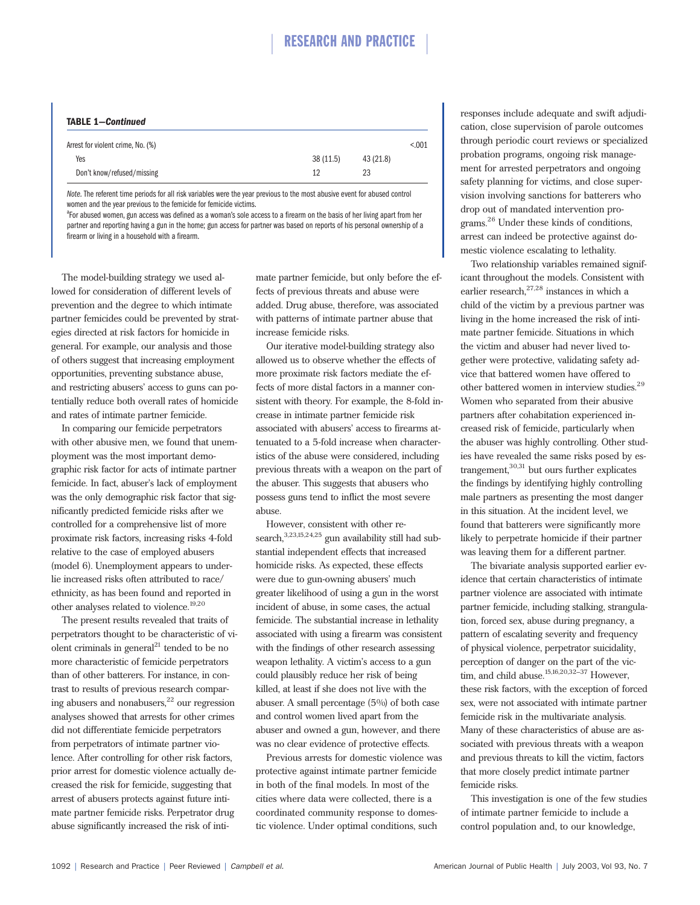**TABLE 1—Continued**

| | | | |
|---|---|---|---|
| Arrest for violent crime, No. (%) | | | <.001 |
| Yes | 38 (11.5) | 43 (21.8) | |
| Don't know/refused/missing | 12 | 23 | |

*Note.* The referent time periods for all risk variables were the year previous to the most abusive event for abused control women and the year previous to the femicide for femicide victims.

[a]For abused women, gun access was defined as a woman's sole access to a firearm on the basis of her living apart from her partner and reporting having a gun in the home; gun access for partner was based on reports of his personal ownership of a firearm or living in a household with a firearm.

The model-building strategy we used allowed for consideration of different levels of prevention and the degree to which intimate partner femicides could be prevented by strategies directed at risk factors for homicide in general. For example, our analysis and those of others suggest that increasing employment opportunities, preventing substance abuse, and restricting abusers' access to guns can potentially reduce both overall rates of homicide and rates of intimate partner femicide.

In comparing our femicide perpetrators with other abusive men, we found that unemployment was the most important demographic risk factor for acts of intimate partner femicide. In fact, abuser's lack of employment was the only demographic risk factor that significantly predicted femicide risks after we controlled for a comprehensive list of more proximate risk factors, increasing risks 4-fold relative to the case of employed abusers (model 6). Unemployment appears to underlie increased risks often attributed to race/ethnicity, as has been found and reported in other analyses related to violence.[19,20]

The present results revealed that traits of perpetrators thought to be characteristic of violent criminals in general[21] tended to be no more characteristic of femicide perpetrators than of other batterers. For instance, in contrast to results of previous research comparing abusers and nonabusers,[22] our regression analyses showed that arrests for other crimes did not differentiate femicide perpetrators from perpetrators of intimate partner violence. After controlling for other risk factors, prior arrest for domestic violence actually decreased the risk for femicide, suggesting that arrest of abusers protects against future intimate partner femicide risks. Perpetrator drug abuse significantly increased the risk of intimate partner femicide, but only before the effects of previous threats and abuse were added. Drug abuse, therefore, was associated with patterns of intimate partner abuse that increase femicide risks.

Our iterative model-building strategy also allowed us to observe whether the effects of more proximate risk factors mediate the effects of more distal factors in a manner consistent with theory. For example, the 8-fold increase in intimate partner femicide risk associated with abusers' access to firearms attenuated to a 5-fold increase when characteristics of the abuse were considered, including previous threats with a weapon on the part of the abuser. This suggests that abusers who possess guns tend to inflict the most severe abuse.

However, consistent with other research,[3,23,15,24,25] gun availability still had substantial independent effects that increased homicide risks. As expected, these effects were due to gun-owning abusers' much greater likelihood of using a gun in the worst incident of abuse, in some cases, the actual femicide. The substantial increase in lethality associated with using a firearm was consistent with the findings of other research assessing weapon lethality. A victim's access to a gun could plausibly reduce her risk of being killed, at least if she does not live with the abuser. A small percentage (5%) of both case and control women lived apart from the abuser and owned a gun, however, and there was no clear evidence of protective effects.

Previous arrests for domestic violence was protective against intimate partner femicide in both of the final models. In most of the cities where data were collected, there is a coordinated community response to domestic violence. Under optimal conditions, such responses include adequate and swift adjudication, close supervision of parole outcomes through periodic court reviews or specialized probation programs, ongoing risk management for arrested perpetrators and ongoing safety planning for victims, and close supervision involving sanctions for batterers who drop out of mandated intervention programs.[26] Under these kinds of conditions, arrest can indeed be protective against domestic violence escalating to lethality.

Two relationship variables remained significant throughout the models. Consistent with earlier research,[27,28] instances in which a child of the victim by a previous partner was living in the home increased the risk of intimate partner femicide. Situations in which the victim and abuser had never lived together were protective, validating safety advice that battered women have offered to other battered women in interview studies.[29] Women who separated from their abusive partners after cohabitation experienced increased risk of femicide, particularly when the abuser was highly controlling. Other studies have revealed the same risks posed by estrangement,[30,31] but ours further explicates the findings by identifying highly controlling male partners as presenting the most danger in this situation. At the incident level, we found that batterers were significantly more likely to perpetrate homicide if their partner was leaving them for a different partner.

The bivariate analysis supported earlier evidence that certain characteristics of intimate partner violence are associated with intimate partner femicide, including stalking, strangulation, forced sex, abuse during pregnancy, a pattern of escalating severity and frequency of physical violence, perpetrator suicidality, perception of danger on the part of the victim, and child abuse.[15,16,20,32–37] However, these risk factors, with the exception of forced sex, were not associated with intimate partner femicide risk in the multivariate analysis. Many of these characteristics of abuse are associated with previous threats with a weapon and previous threats to kill the victim, factors that more closely predict intimate partner femicide risks.

This investigation is one of the few studies of intimate partner femicide to include a control population and, to our knowledge,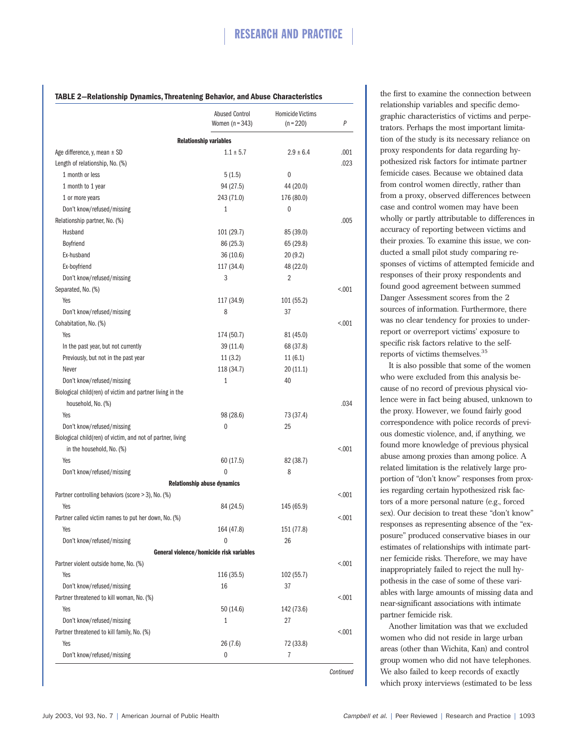**TABLE 2—Relationship Dynamics, Threatening Behavior, and Abuse Characteristics**

| | Abused Control Women (n = 343) | Homicide Victims (n = 220) | P |
|---|---|---|---|
| **Relationship variables** | | | |
| Age difference, y, mean ± SD | 1.1 ± 5.7 | 2.9 ± 6.4 | .001 |
| Length of relationship, No. (%) | | | .023 |
| 1 month or less | 5 (1.5) | 0 | |
| 1 month to 1 year | 94 (27.5) | 44 (20.0) | |
| 1 or more years | 243 (71.0) | 176 (80.0) | |
| Don't know/refused/missing | 1 | 0 | |
| Relationship partner, No. (%) | | | .005 |
| Husband | 101 (29.7) | 85 (39.0) | |
| Boyfriend | 86 (25.3) | 65 (29.8) | |
| Ex-husband | 36 (10.6) | 20 (9.2) | |
| Ex-boyfriend | 117 (34.4) | 48 (22.0) | |
| Don't know/refused/missing | 3 | 2 | |
| Separated, No. (%) | | | <.001 |
| Yes | 117 (34.9) | 101 (55.2) | |
| Don't know/refused/missing | 8 | 37 | |
| Cohabitation, No. (%) | | | <.001 |
| Yes | 174 (50.7) | 81 (45.0) | |
| In the past year, but not currently | 39 (11.4) | 68 (37.8) | |
| Previously, but not in the past year | 11 (3.2) | 11 (6.1) | |
| Never | 118 (34.7) | 20 (11.1) | |
| Don't know/refused/missing | 1 | 40 | |
| Biological child(ren) of victim and partner living in the household, No. (%) | | | .034 |
| Yes | 98 (28.6) | 73 (37.4) | |
| Don't know/refused/missing | 0 | 25 | |
| Biological child(ren) of victim, and not of partner, living in the household, No. (%) | | | <.001 |
| Yes | 60 (17.5) | 82 (38.7) | |
| Don't know/refused/missing | 0 | 8 | |
| **Relationship abuse dynamics** | | | |
| Partner controlling behaviors (score > 3), No. (%) | | | <.001 |
| Yes | 84 (24.5) | 145 (65.9) | |
| Partner called victim names to put her down, No. (%) | | | <.001 |
| Yes | 164 (47.8) | 151 (77.8) | |
| Don't know/refused/missing | 0 | 26 | |
| **General violence/homicide risk variables** | | | |
| Partner violent outside home, No. (%) | | | <.001 |
| Yes | 116 (35.5) | 102 (55.7) | |
| Don't know/refused/missing | 16 | 37 | |
| Partner threatened to kill woman, No. (%) | | | <.001 |
| Yes | 50 (14.6) | 142 (73.6) | |
| Don't know/refused/missing | 1 | 27 | |
| Partner threatened to kill family, No. (%) | | | <.001 |
| Yes | 26 (7.6) | 72 (33.8) | |
| Don't know/refused/missing | 0 | 7 | |

*Continued*

the first to examine the connection between relationship variables and specific demographic characteristics of victims and perpetrators. Perhaps the most important limitation of the study is its necessary reliance on proxy respondents for data regarding hypothesized risk factors for intimate partner femicide cases. Because we obtained data from control women directly, rather than from a proxy, observed differences between case and control women may have been wholly or partly attributable to differences in accuracy of reporting between victims and their proxies. To examine this issue, we conducted a small pilot study comparing responses of victims of attempted femicide and responses of their proxy respondents and found good agreement between summed Danger Assessment scores from the 2 sources of information. Furthermore, there was no clear tendency for proxies to underreport or overreport victims' exposure to specific risk factors relative to the self-reports of victims themselves.[35]

It is also possible that some of the women who were excluded from this analysis because of no record of previous physical violence were in fact being abused, unknown to the proxy. However, we found fairly good correspondence with police records of previous domestic violence, and, if anything, we found more knowledge of previous physical abuse among proxies than among police. A related limitation is the relatively large proportion of "don't know" responses from proxies regarding certain hypothesized risk factors of a more personal nature (e.g., forced sex). Our decision to treat these "don't know" responses as representing absence of the "exposure" produced conservative biases in our estimates of relationships with intimate partner femicide risks. Therefore, we may have inappropriately failed to reject the null hypothesis in the case of some of these variables with large amounts of missing data and near-significant associations with intimate partner femicide risk.

Another limitation was that we excluded women who did not reside in large urban areas (other than Wichita, Kan) and control group women who did not have telephones. We also failed to keep records of exactly which proxy interviews (estimated to be less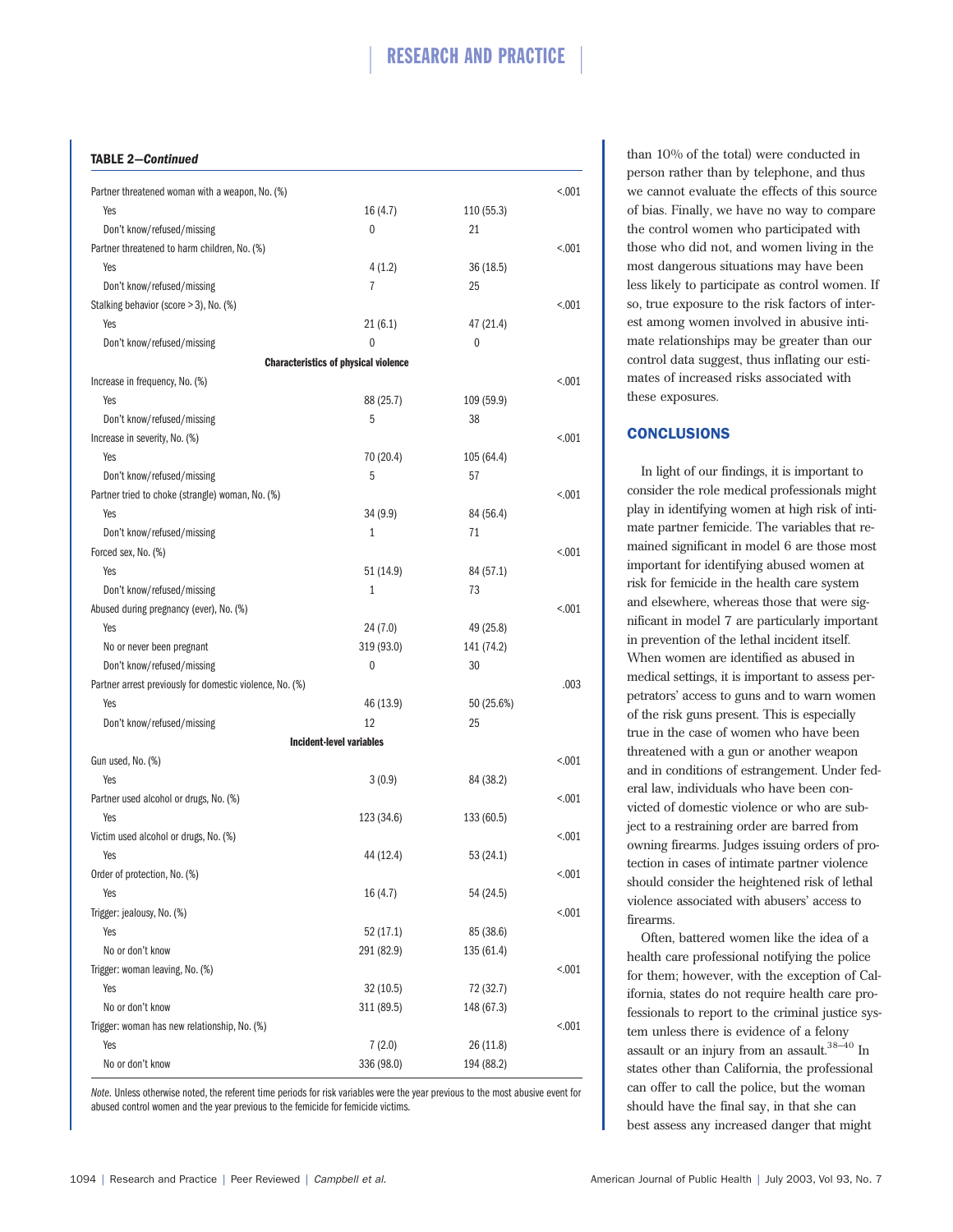**TABLE 2—*Continued***

| | | | |
|---|---|---|---|
| Partner threatened woman with a weapon, No. (%) | | | <.001 |
| Yes | 16 (4.7) | 110 (55.3) | |
| Don't know/refused/missing | 0 | 21 | |
| Partner threatened to harm children, No. (%) | | | <.001 |
| Yes | 4 (1.2) | 36 (18.5) | |
| Don't know/refused/missing | 7 | 25 | |
| Stalking behavior (score > 3), No. (%) | | | <.001 |
| Yes | 21 (6.1) | 47 (21.4) | |
| Don't know/refused/missing | 0 | 0 | |
| **Characteristics of physical violence** | | | |
| Increase in frequency, No. (%) | | | <.001 |
| Yes | 88 (25.7) | 109 (59.9) | |
| Don't know/refused/missing | 5 | 38 | |
| Increase in severity, No. (%) | | | <.001 |
| Yes | 70 (20.4) | 105 (64.4) | |
| Don't know/refused/missing | 5 | 57 | |
| Partner tried to choke (strangle) woman, No. (%) | | | <.001 |
| Yes | 34 (9.9) | 84 (56.4) | |
| Don't know/refused/missing | 1 | 71 | |
| Forced sex, No. (%) | | | <.001 |
| Yes | 51 (14.9) | 84 (57.1) | |
| Don't know/refused/missing | 1 | 73 | |
| Abused during pregnancy (ever), No. (%) | | | <.001 |
| Yes | 24 (7.0) | 49 (25.8) | |
| No or never been pregnant | 319 (93.0) | 141 (74.2) | |
| Don't know/refused/missing | 0 | 30 | |
| Partner arrest previously for domestic violence, No. (%) | | | .003 |
| Yes | 46 (13.9) | 50 (25.6%) | |
| Don't know/refused/missing | 12 | 25 | |
| **Incident-level variables** | | | |
| Gun used, No. (%) | | | <.001 |
| Yes | 3 (0.9) | 84 (38.2) | |
| Partner used alcohol or drugs, No. (%) | | | <.001 |
| Yes | 123 (34.6) | 133 (60.5) | |
| Victim used alcohol or drugs, No. (%) | | | <.001 |
| Yes | 44 (12.4) | 53 (24.1) | |
| Order of protection, No. (%) | | | <.001 |
| Yes | 16 (4.7) | 54 (24.5) | |
| Trigger: jealousy, No. (%) | | | <.001 |
| Yes | 52 (17.1) | 85 (38.6) | |
| No or don't know | 291 (82.9) | 135 (61.4) | |
| Trigger: woman leaving, No. (%) | | | <.001 |
| Yes | 32 (10.5) | 72 (32.7) | |
| No or don't know | 311 (89.5) | 148 (67.3) | |
| Trigger: woman has new relationship, No. (%) | | | <.001 |
| Yes | 7 (2.0) | 26 (11.8) | |
| No or don't know | 336 (98.0) | 194 (88.2) | |

*Note.* Unless otherwise noted, the referent time periods for risk variables were the year previous to the most abusive event for abused control women and the year previous to the femicide for femicide victims.

than 10% of the total) were conducted in person rather than by telephone, and thus we cannot evaluate the effects of this source of bias. Finally, we have no way to compare the control women who participated with those who did not, and women living in the most dangerous situations may have been less likely to participate as control women. If so, true exposure to the risk factors of interest among women involved in abusive intimate relationships may be greater than our control data suggest, thus inflating our estimates of increased risks associated with these exposures.

## CONCLUSIONS

In light of our findings, it is important to consider the role medical professionals might play in identifying women at high risk of intimate partner femicide. The variables that remained significant in model 6 are those most important for identifying abused women at risk for femicide in the health care system and elsewhere, whereas those that were significant in model 7 are particularly important in prevention of the lethal incident itself. When women are identified as abused in medical settings, it is important to assess perpetrators' access to guns and to warn women of the risk guns present. This is especially true in the case of women who have been threatened with a gun or another weapon and in conditions of estrangement. Under federal law, individuals who have been convicted of domestic violence or who are subject to a restraining order are barred from owning firearms. Judges issuing orders of protection in cases of intimate partner violence should consider the heightened risk of lethal violence associated with abusers' access to firearms.

Often, battered women like the idea of a health care professional notifying the police for them; however, with the exception of California, states do not require health care professionals to report to the criminal justice system unless there is evidence of a felony assault or an injury from an assault.[38–40] In states other than California, the professional can offer to call the police, but the woman should have the final say, in that she can best assess any increased danger that might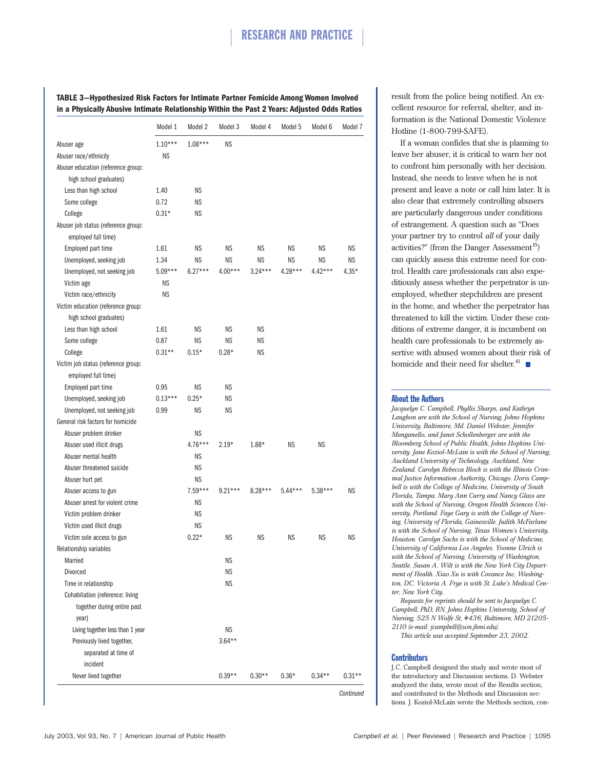**TABLE 3—Hypothesized Risk Factors for Intimate Partner Femicide Among Women Involved in a Physically Abusive Intimate Relationship Within the Past 2 Years: Adjusted Odds Ratios**

| | Model 1 | Model 2 | Model 3 | Model 4 | Model 5 | Model 6 | Model 7 |
|---|---|---|---|---|---|---|---|
| Abuser age | 1.10*** | 1.08*** | NS | | | | |
| Abuser race/ethnicity | NS | | | | | | |
| Abuser education (reference group: high school graduates) | | | | | | | |
| Less than high school | 1.40 | NS | | | | | |
| Some college | 0.72 | NS | | | | | |
| College | 0.31* | NS | | | | | |
| Abuser job status (reference group: employed full time) | | | | | | | |
| Employed part time | 1.61 | NS | NS | NS | NS | NS | NS |
| Unemployed, seeking job | 1.34 | NS | NS | NS | NS | NS | NS |
| Unemployed, not seeking job | 5.09*** | 6.27*** | 4.00*** | 3.24*** | 4.28*** | 4.42*** | 4.35* |
| Victim age | NS | | | | | | |
| Victim race/ethnicity | NS | | | | | | |
| Victim education (reference group: high school graduates) | | | | | | | |
| Less than high school | 1.61 | NS | NS | NS | | | |
| Some college | 0.87 | NS | NS | NS | | | |
| College | 0.31** | 0.15* | 0.28* | NS | | | |
| Victim job status (reference group: employed full time) | | | | | | | |
| Employed part time | 0.95 | NS | NS | | | | |
| Unemployed, seeking job | 0.13*** | 0.25* | NS | | | | |
| Unemployed, not seeking job | 0.99 | NS | NS | | | | |
| General risk factors for homicide | | | | | | | |
| Abuser problem drinker | | NS | | | | | |
| Abuser used illicit drugs | | 4.76*** | 2.19* | 1.88* | NS | NS | |
| Abuser mental health | | NS | | | | | |
| Abuser threatened suicide | | NS | | | | | |
| Abuser hurt pet | | NS | | | | | |
| Abuser access to gun | | 7.59*** | 9.21*** | 8.28*** | 5.44*** | 5.38*** | NS |
| Abuser arrest for violent crime | | NS | | | | | |
| Victim problem drinker | | NS | | | | | |
| Victim used illicit drugs | | NS | | | | | |
| Victim sole access to gun | | 0.22* | NS | NS | NS | NS | NS |
| Relationship variables | | | | | | | |
| Married | | | NS | | | | |
| Divorced | | | NS | | | | |
| Time in relationship | | | NS | | | | |
| Cohabitation (reference: living together during entire past year) | | | | | | | |
| Living together less than 1 year | | | NS | | | | |
| Previously lived together, separated at time of incident | | | 3.64** | | | | |
| Never lived together | | | 0.39** | 0.30** | 0.36* | 0.34** | 0.31** |

*Continued*

result from the police being notified. An excellent resource for referral, shelter, and information is the National Domestic Violence Hotline (1-800-799-SAFE).

If a woman confides that she is planning to leave her abuser, it is critical to warn her not to confront him personally with her decision. Instead, she needs to leave when he is not present and leave a note or call him later. It is also clear that extremely controlling abusers are particularly dangerous under conditions of estrangement. A question such as "Does your partner try to control *all* of your daily activities?" (from the Danger Assessment[15]) can quickly assess this extreme need for control. Health care professionals can also expeditiously assess whether the perpetrator is unemployed, whether stepchildren are present in the home, and whether the perpetrator has threatened to kill the victim. Under these conditions of extreme danger, it is incumbent on health care professionals to be extremely assertive with abused women about their risk of homicide and their need for shelter.[41] ■

## About the Authors

*Jacquelyn C. Campbell, Phyllis Sharps, and Kathryn Laughon are with the School of Nursing, Johns Hopkins University, Baltimore, Md. Daniel Webster, Jennifer Manganello, and Janet Schollenberger are with the Bloomberg School of Public Health, Johns Hopkins University. Jane Koziol-McLain is with the School of Nursing, Auckland University of Technology, Auckland, New Zealand. Carolyn Rebecca Block is with the Illinois Criminal Justice Information Authority, Chicago. Doris Campbell is with the College of Medicine, University of South Florida, Tampa. Mary Ann Curry and Nancy Glass are with the School of Nursing, Oregon Health Sciences University, Portland. Faye Gary is with the College of Nursing, University of Florida, Gainesville. Judith McFarlane is with the School of Nursing, Texas Women's University, Houston. Carolyn Sachs is with the School of Medicine, University of California Los Angeles. Yvonne Ulrich is with the School of Nursing, University of Washington, Seattle. Susan A. Wilt is with the New York City Department of Health. Xiao Xu is with Covance Inc, Washington, DC. Victoria A. Frye is with St. Luke's Medical Center, New York City.*

*Requests for reprints should be sent to Jacquelyn C. Campbell, PhD, RN, Johns Hopkins University, School of Nursing, 525 N Wolfe St, #436, Baltimore, MD 21205-2110 (e-mail: jcampbell@son.jhmi.edu).*

*This article was accepted September 23, 2002.*

## Contributors

J.C. Campbell designed the study and wrote most of the introductory and Discussion sections. D. Webster analyzed the data, wrote most of the Results section, and contributed to the Methods and Discussion sections. J. Koziol-McLain wrote the Methods section, con-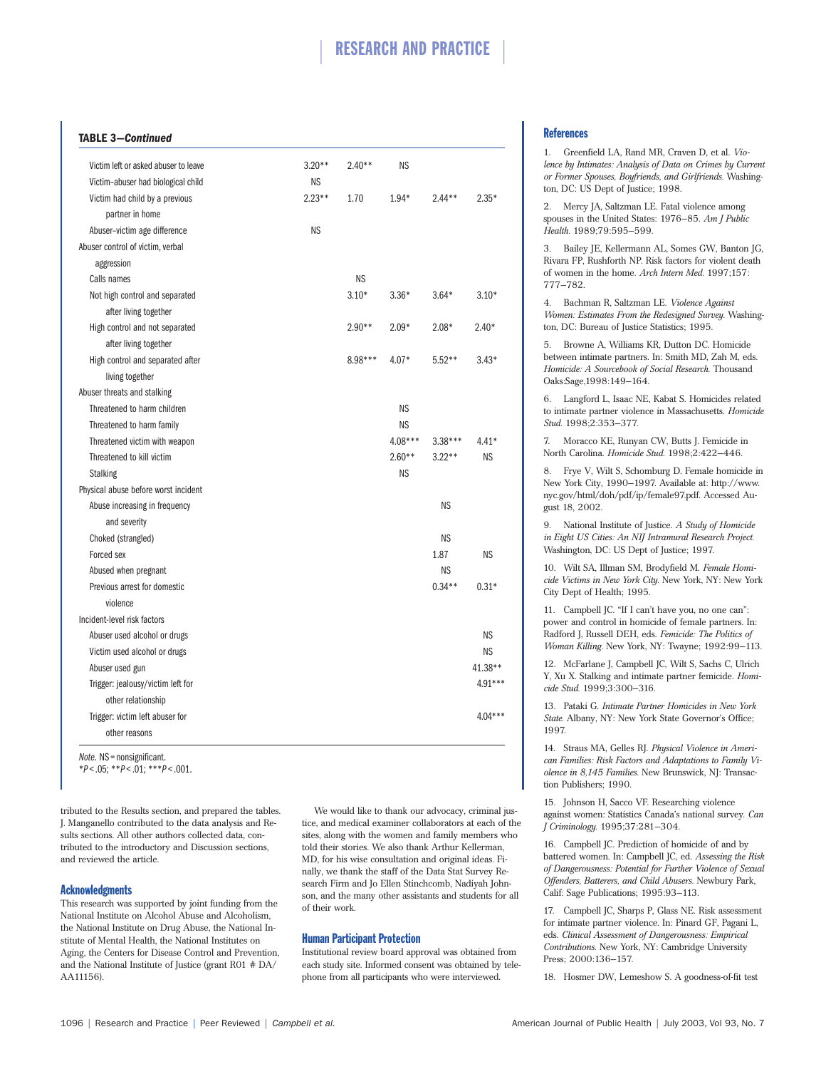**TABLE 3—Continued**

| | | | | | |
|---|---|---|---|---|---|
| Victim left or asked abuser to leave | 3.20** | 2.40** | NS | | |
| Victim–abuser had biological child | NS | | | | |
| Victim had child by a previous partner in home | 2.23** | 1.70 | 1.94* | 2.44** | 2.35* |
| Abuser–victim age difference | NS | | | | |
| Abuser control of victim, verbal aggression | | | | | |
| Calls names | | NS | | | |
| Not high control and separated after living together | | 3.10* | 3.36* | 3.64* | 3.10* |
| High control and not separated after living together | | 2.90** | 2.09* | 2.08* | 2.40* |
| High control and separated after living together | | 8.98*** | 4.07* | 5.52** | 3.43* |
| Abuser threats and stalking | | | | | |
| Threatened to harm children | | | NS | | |
| Threatened to harm family | | | NS | | |
| Threatened victim with weapon | | | 4.08*** | 3.38*** | 4.41* |
| Threatened to kill victim | | | 2.60** | 3.22** | NS |
| Stalking | | | NS | | |
| Physical abuse before worst incident | | | | | |
| Abuse increasing in frequency and severity | | | | NS | |
| Choked (strangled) | | | | NS | |
| Forced sex | | | | 1.87 | NS |
| Abused when pregnant | | | | NS | |
| Previous arrest for domestic violence | | | | 0.34** | 0.31* |
| Incident-level risk factors | | | | | |
| Abuser used alcohol or drugs | | | | | NS |
| Victim used alcohol or drugs | | | | | NS |
| Abuser used gun | | | | | 41.38** |
| Trigger: jealousy/victim left for other relationship | | | | | 4.91*** |
| Trigger: victim left abuser for other reasons | | | | | 4.04*** |

*Note.* NS = nonsignificant.
*P < .05; **P < .01; ***P < .001.

tributed to the Results section, and prepared the tables. J. Manganello contributed to the data analysis and Results sections. All other authors collected data, contributed to the introductory and Discussion sections, and reviewed the article.

## Acknowledgments

This research was supported by joint funding from the National Institute on Alcohol Abuse and Alcoholism, the National Institute on Drug Abuse, the National Institute of Mental Health, the National Institutes on Aging, the Centers for Disease Control and Prevention, and the National Institute of Justice (grant R01 # DA/AA11156).

We would like to thank our advocacy, criminal justice, and medical examiner collaborators at each of the sites, along with the women and family members who told their stories. We also thank Arthur Kellerman, MD, for his wise consultation and original ideas. Finally, we thank the staff of the Data Stat Survey Research Firm and Jo Ellen Stinchcomb, Nadiyah Johnson, and the many other assistants and students for all of their work.

## Human Participant Protection

Institutional review board approval was obtained from each study site. Informed consent was obtained by telephone from all participants who were interviewed.

## References

1. Greenfield LA, Rand MR, Craven D, et al. *Violence by Intimates: Analysis of Data on Crimes by Current or Former Spouses, Boyfriends, and Girlfriends.* Washington, DC: US Dept of Justice; 1998.

2. Mercy JA, Saltzman LE. Fatal violence among spouses in the United States: 1976–85. *Am J Public Health.* 1989;79:595–599.

3. Bailey JE, Kellermann AL, Somes GW, Banton JG, Rivara FP, Rushforth NP. Risk factors for violent death of women in the home. *Arch Intern Med.* 1997;157:777–782.

4. Bachman R, Saltzman LE. *Violence Against Women: Estimates From the Redesigned Survey.* Washington, DC: Bureau of Justice Statistics; 1995.

5. Browne A, Williams KR, Dutton DC. Homicide between intimate partners. In: Smith MD, Zah M, eds. *Homicide: A Sourcebook of Social Research.* Thousand Oaks:Sage,1998:149–164.

6. Langford L, Isaac NE, Kabat S. Homicides related to intimate partner violence in Massachusetts. *Homicide Stud.* 1998;2:353–377.

7. Moracco KE, Runyan CW, Butts J. Femicide in North Carolina. *Homicide Stud.* 1998;2:422–446.

8. Frye V, Wilt S, Schomburg D. Female homicide in New York City, 1990–1997. Available at: http://www.nyc.gov/html/doh/pdf/ip/female97.pdf. Accessed August 18, 2002.

9. National Institute of Justice. *A Study of Homicide in Eight US Cities: An NIJ Intramural Research Project.* Washington, DC: US Dept of Justice; 1997.

10. Wilt SA, Illman SM, Brodyfield M. *Female Homicide Victims in New York City.* New York, NY: New York City Dept of Health; 1995.

11. Campbell JC. "If I can't have you, no one can": power and control in homicide of female partners. In: Radford J, Russell DEH, eds. *Femicide: The Politics of Woman Killing.* New York, NY: Twayne; 1992:99–113.

12. McFarlane J, Campbell JC, Wilt S, Sachs C, Ulrich Y, Xu X. Stalking and intimate partner femicide. *Homicide Stud.* 1999;3:300–316.

13. Pataki G. *Intimate Partner Homicides in New York State.* Albany, NY: New York State Governor's Office; 1997.

14. Straus MA, Gelles RJ. *Physical Violence in American Families: Risk Factors and Adaptations to Family Violence in 8,145 Families.* New Brunswick, NJ: Transaction Publishers; 1990.

15. Johnson H, Sacco VF. Researching violence against women: Statistics Canada's national survey. *Can J Criminology.* 1995;37:281–304.

16. Campbell JC. Prediction of homicide of and by battered women. In: Campbell JC, ed. *Assessing the Risk of Dangerousness: Potential for Further Violence of Sexual Offenders, Batterers, and Child Abusers.* Newbury Park, Calif: Sage Publications; 1995:93–113.

17. Campbell JC, Sharps P, Glass NE. Risk assessment for intimate partner violence. In: Pinard GF, Pagani L, eds. *Clinical Assessment of Dangerousness: Empirical Contributions.* New York, NY: Cambridge University Press; 2000:136–157.

18. Hosmer DW, Lemeshow S. A goodness-of-fit test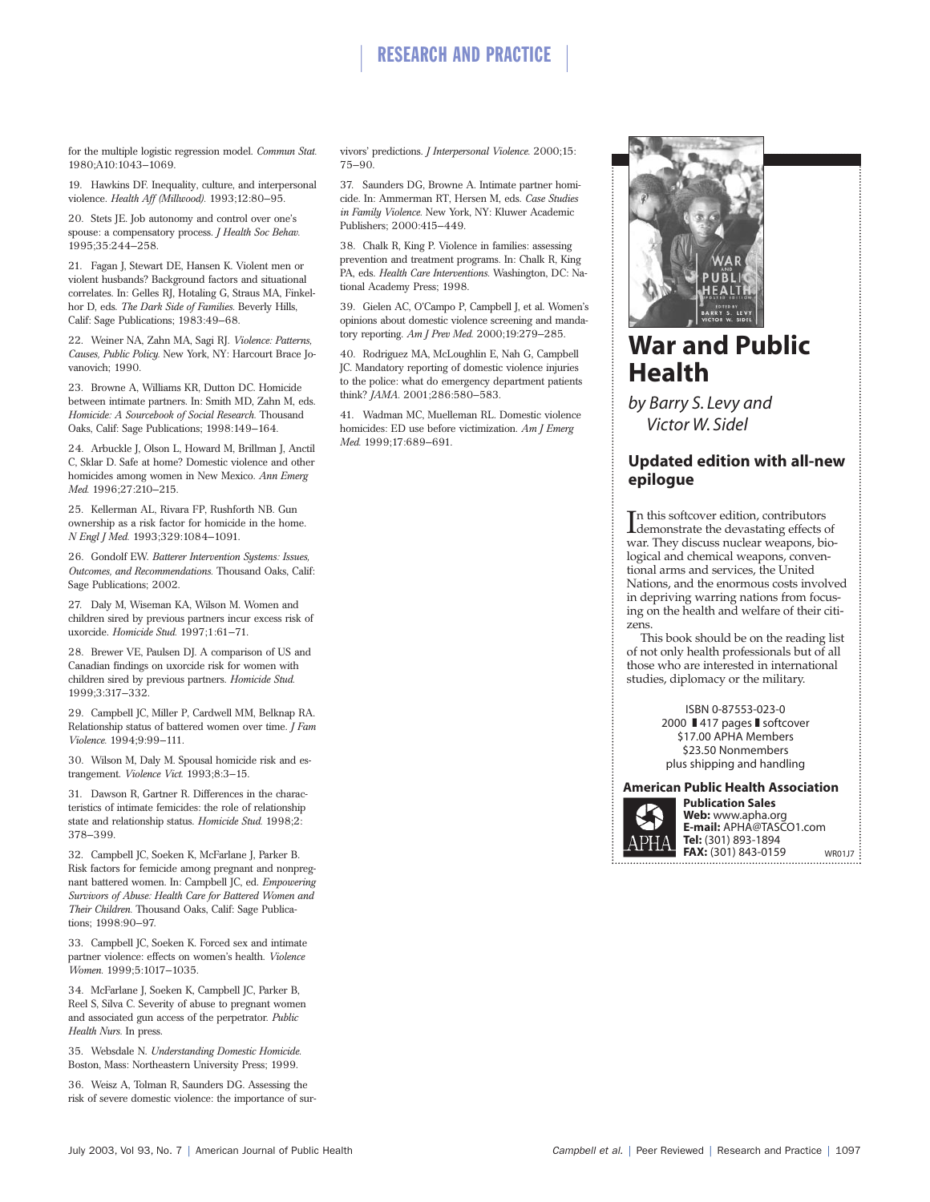for the multiple logistic regression model. *Commun Stat.* 1980;A10:1043–1069.

19. Hawkins DF. Inequality, culture, and interpersonal violence. *Health Aff (Millwood).* 1993;12:80–95.

20. Stets JE. Job autonomy and control over one's spouse: a compensatory process. *J Health Soc Behav.* 1995;35:244–258.

21. Fagan J, Stewart DE, Hansen K. Violent men or violent husbands? Background factors and situational correlates. In: Gelles RJ, Hotaling G, Straus MA, Finkelhor D, eds. *The Dark Side of Families.* Beverly Hills, Calif: Sage Publications; 1983:49–68.

22. Weiner NA, Zahn MA, Sagi RJ. *Violence: Patterns, Causes, Public Policy.* New York, NY: Harcourt Brace Jovanovich; 1990.

23. Browne A, Williams KR, Dutton DC. Homicide between intimate partners. In: Smith MD, Zahn M, eds. *Homicide: A Sourcebook of Social Research.* Thousand Oaks, Calif: Sage Publications; 1998:149–164.

24. Arbuckle J, Olson L, Howard M, Brillman J, Anctil C, Sklar D. Safe at home? Domestic violence and other homicides among women in New Mexico. *Ann Emerg Med.* 1996;27:210–215.

25. Kellerman AL, Rivara FP, Rushforth NB. Gun ownership as a risk factor for homicide in the home. *N Engl J Med.* 1993;329:1084–1091.

26. Gondolf EW. *Batterer Intervention Systems: Issues, Outcomes, and Recommendations.* Thousand Oaks, Calif: Sage Publications; 2002.

27. Daly M, Wiseman KA, Wilson M. Women and children sired by previous partners incur excess risk of uxoricide. *Homicide Stud.* 1997;1:61–71.

28. Brewer VE, Paulsen DJ. A comparison of US and Canadian findings on uxoricide risk for women with children sired by previous partners. *Homicide Stud.* 1999;3:317–332.

29. Campbell JC, Miller P, Cardwell MM, Belknap RA. Relationship status of battered women over time. *J Fam Violence.* 1994;9:99–111.

30. Wilson M, Daly M. Spousal homicide risk and estrangement. *Violence Vict.* 1993;8:3–15.

31. Dawson R, Gartner R. Differences in the characteristics of intimate femicides: the role of relationship state and relationship status. *Homicide Stud.* 1998;2:378–399.

32. Campbell JC, Soeken K, McFarlane J, Parker B. Risk factors for femicide among pregnant and nonpregnant battered women. In: Campbell JC, ed. *Empowering Survivors of Abuse: Health Care for Battered Women and Their Children.* Thousand Oaks, Calif: Sage Publications; 1998:90–97.

33. Campbell JC, Soeken K. Forced sex and intimate partner violence: effects on women's health. *Violence Women.* 1999;5:1017–1035.

34. McFarlane J, Soeken K, Campbell JC, Parker B, Reel S, Silva C. Severity of abuse to pregnant women and associated gun access of the perpetrator. *Public Health Nurs.* In press.

35. Websdale N. *Understanding Domestic Homicide.* Boston, Mass: Northeastern University Press; 1999.

36. Weisz A, Tolman R, Saunders DG. Assessing the risk of severe domestic violence: the importance of survivors' predictions. *J Interpersonal Violence.* 2000;15:75–90.

37. Saunders DG, Browne A. Intimate partner homicide. In: Ammerman RT, Hersen M, eds. *Case Studies in Family Violence.* New York, NY: Kluwer Academic Publishers; 2000:415–449.

38. Chalk R, King P. Violence in families: assessing prevention and treatment programs. In: Chalk R, King PA, eds. *Health Care Interventions.* Washington, DC: National Academy Press; 1998.

39. Gielen AC, O'Campo P, Campbell J, et al. Women's opinions about domestic violence screening and mandatory reporting. *Am J Prev Med.* 2000;19:279–285.

40. Rodriguez MA, McLoughlin E, Nah G, Campbell JC. Mandatory reporting of domestic violence injuries to the police: what do emergency department patients think? *JAMA.* 2001;286:580–583.

41. Wadman MC, Muelleman RL. Domestic violence homicides: ED use before victimization. *Am J Emerg Med.* 1999;17:689–691.

# War and Public Health

*by Barry S. Levy and Victor W. Sidel*

### Updated edition with all-new epilogue

In this softcover edition, contributors demonstrate the devastating effects of war. They discuss nuclear weapons, biological and chemical weapons, conventional arms and services, the United Nations, and the enormous costs involved in depriving warring nations from focusing on the health and welfare of their citizens.

This book should be on the reading list of not only health professionals but of all those who are interested in international studies, diplomacy or the military.

ISBN 0-87553-023-0
2000 ▌417 pages ▌softcover
$17.00 APHA Members
$23.50 Nonmembers
plus shipping and handling

**American Public Health Association**
**Publication Sales**
**Web:** www.apha.org
**E-mail:** APHA@TASCO1.com
**Tel:** (301) 893-1894
**FAX:** (301) 843-0159

WR01J7